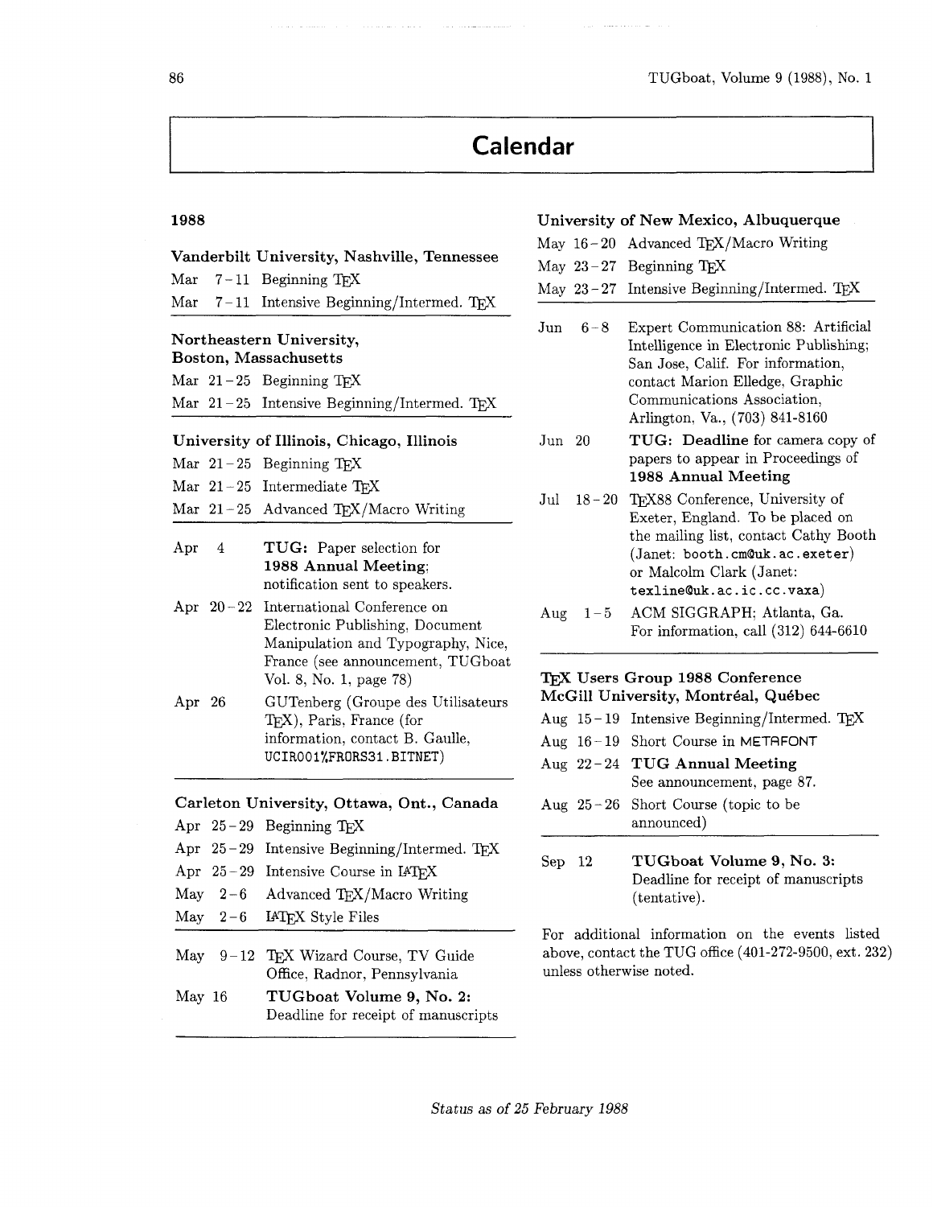# Calendar

## 1988

**Vanderbilt University, Nashville, Tennessee**

| | |
|---|---|
| Mar 7–11 | Beginning TeX |
| Mar 7–11 | Intensive Beginning/Intermed. TeX |

**Northeastern University, Boston, Massachusetts**

| | |
|---|---|
| Mar 21–25 | Beginning TeX |
| Mar 21–25 | Intensive Beginning/Intermed. TeX |

**University of Illinois, Chicago, Illinois**

| | |
|---|---|
| Mar 21–25 | Beginning TeX |
| Mar 21–25 | Intermediate TeX |
| Mar 21–25 | Advanced TeX/Macro Writing |

| | |
|---|---|
| Apr 4 | **TUG:** Paper selection for **1988 Annual Meeting**: notification sent to speakers. |
| Apr 20–22 | International Conference on Electronic Publishing, Document Manipulation and Typography, Nice, France (see announcement, TUGboat Vol. 8, No. 1, page 78) |
| Apr 26 | GUTenberg (Groupe des Utilisateurs TeX), Paris, France (for information, contact B. Gaulle, UCIR001%FRORS31.BITNET) |

**Carleton University, Ottawa, Ont., Canada**

| | |
|---|---|
| Apr 25–29 | Beginning TeX |
| Apr 25–29 | Intensive Beginning/Intermed. TeX |
| Apr 25–29 | Intensive Course in LaTeX |
| May 2–6 | Advanced TeX/Macro Writing |
| May 2–6 | LaTeX Style Files |

| | |
|---|---|
| May 9–12 | TeX Wizard Course, TV Guide Office, Radnor, Pennsylvania |
| May 16 | **TUGboat Volume 9, No. 2:** Deadline for receipt of manuscripts |

**University of New Mexico, Albuquerque**

| | |
|---|---|
| May 16–20 | Advanced TeX/Macro Writing |
| May 23–27 | Beginning TeX |
| May 23–27 | Intensive Beginning/Intermed. TeX |

| | |
|---|---|
| Jun 6–8 | Expert Communication 88: Artificial Intelligence in Electronic Publishing; San Jose, Calif. For information, contact Marion Elledge, Graphic Communications Association, Arlington, Va., (703) 841-8160 |
| Jun 20 | **TUG: Deadline** for camera copy of papers to appear in Proceedings of **1988 Annual Meeting** |
| Jul 18–20 | TeX88 Conference, University of Exeter, England. To be placed on the mailing list, contact Cathy Booth (Janet: booth.cm@uk.ac.exeter) or Malcolm Clark (Janet: texline@uk.ac.ic.cc.vaxa) |
| Aug 1–5 | ACM SIGGRAPH; Atlanta, Ga. For information, call (312) 644-6610 |

**TeX Users Group 1988 Conference McGill University, Montréal, Québec**

| | |
|---|---|
| Aug 15–19 | Intensive Beginning/Intermed. TeX |
| Aug 16–19 | Short Course in METAFONT |
| Aug 22–24 | **TUG Annual Meeting** See announcement, page 87. |
| Aug 25–26 | Short Course (topic to be announced) |

| | |
|---|---|
| Sep 12 | **TUGboat Volume 9, No. 3:** Deadline for receipt of manuscripts (tentative). |

For additional information on the events listed above, contact the TUG office (401-272-9500, ext. 232) unless otherwise noted.

*Status as of 25 February 1988*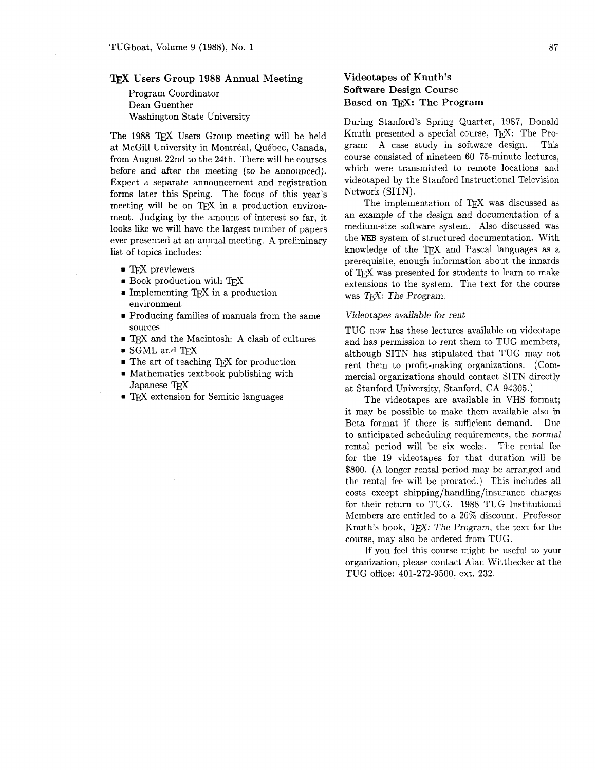## TEX Users Group 1988 Annual Meeting

Program Coordinator
Dean Guenther
Washington State University

The 1988 TEX Users Group meeting will be held at McGill University in Montréal, Québec, Canada, from August 22nd to the 24th. There will be courses before and after the meeting (to be announced). Expect a separate announcement and registration forms later this Spring. The focus of this year's meeting will be on TEX in a production environment. Judging by the amount of interest so far, it looks like we will have the largest number of papers ever presented at an annual meeting. A preliminary list of topics includes:

- TEX previewers
- Book production with TEX
- Implementing TEX in a production environment
- Producing families of manuals from the same sources
- TEX and the Macintosh: A clash of cultures
- SGML and TEX
- The art of teaching TEX for production
- Mathematics textbook publishing with Japanese TEX
- TEX extension for Semitic languages

## Videotapes of Knuth's Software Design Course Based on TEX: The Program

During Stanford's Spring Quarter, 1987, Donald Knuth presented a special course, TEX: The Program: A case study in software design. This course consisted of nineteen 60–75-minute lectures, which were transmitted to remote locations and videotaped by the Stanford Instructional Television Network (SITN).

The implementation of TEX was discussed as an example of the design and documentation of a medium-size software system. Also discussed was the WEB system of structured documentation. With knowledge of the TEX and Pascal languages as a prerequisite, enough information about the innards of TEX was presented for students to learn to make extensions to the system. The text for the course was *TEX: The Program*.

### *Videotapes available for rent*

TUG now has these lectures available on videotape and has permission to rent them to TUG members, although SITN has stipulated that TUG may not rent them to profit-making organizations. (Commercial organizations should contact SITN directly at Stanford University, Stanford, CA 94305.)

The videotapes are available in VHS format; it may be possible to make them available also in Beta format if there is sufficient demand. Due to anticipated scheduling requirements, the *normal* rental period will be six weeks. The rental fee for the 19 videotapes for that duration will be $800. (A longer rental period may be arranged and the rental fee will be prorated.) This includes all costs except shipping/handling/insurance charges for their return to TUG. 1988 TUG Institutional Members are entitled to a 20% discount. Professor Knuth's book, *TEX: The Program*, the text for the course, may also be ordered from TUG.

If you feel this course might be useful to your organization, please contact Alan Wittbecker at the TUG office: 401-272-9500, ext. 232.